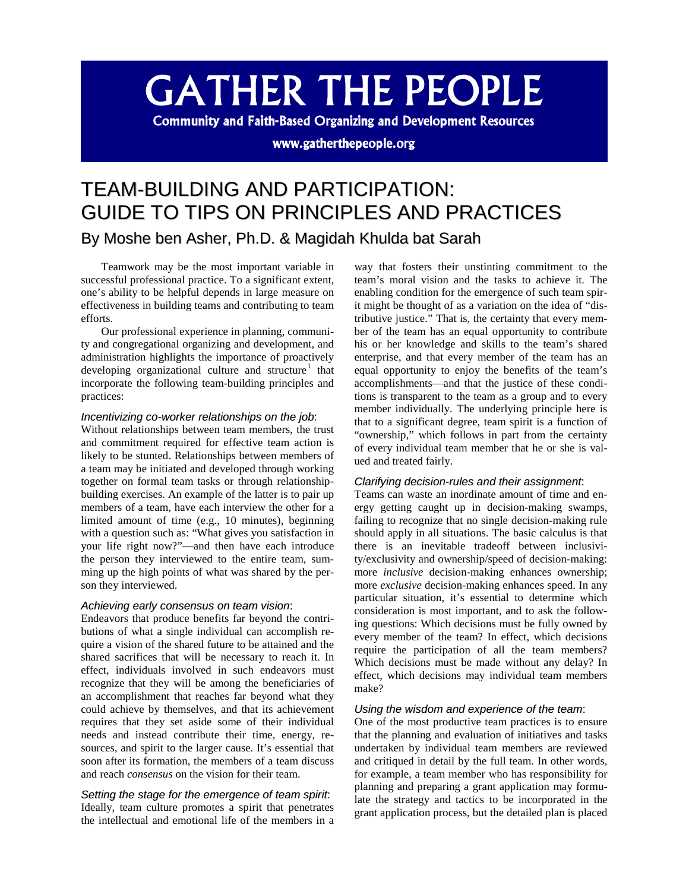# GATHER THE PEOPLE

**Community and Faith-Based Organizing and Development Resources**

www.gatherthepeople.org

# TEAM-BUILDING AND PARTICIPATION: GUIDE TO TIPS ON PRINCIPLES AND PRACTICES

## By Moshe ben Asher, Ph.D. & Magidah Khulda bat Sarah

Teamwork may be the most important variable in successful professional practice. To a significant extent, one's ability to be helpful depends in large measure on effectiveness in building teams and contributing to team efforts.

Our professional experience in planning, community and congregational organizing and development, and administration highlights the importance of proactively developing organizational culture and structure[1] that incorporate the following team-building principles and practices:

*Incentivizing co-worker relationships on the job*:
Without relationships between team members, the trust and commitment required for effective team action is likely to be stunted. Relationships between members of a team may be initiated and developed through working together on formal team tasks or through relationship-building exercises. An example of the latter is to pair up members of a team, have each interview the other for a limited amount of time (e.g., 10 minutes), beginning with a question such as: "What gives you satisfaction in your life right now?"—and then have each introduce the person they interviewed to the entire team, summing up the high points of what was shared by the person they interviewed.

*Achieving early consensus on team vision*:
Endeavors that produce benefits far beyond the contributions of what a single individual can accomplish require a vision of the shared future to be attained and the shared sacrifices that will be necessary to reach it. In effect, individuals involved in such endeavors must recognize that they will be among the beneficiaries of an accomplishment that reaches far beyond what they could achieve by themselves, and that its achievement requires that they set aside some of their individual needs and instead contribute their time, energy, resources, and spirit to the larger cause. It's essential that soon after its formation, the members of a team discuss and reach *consensus* on the vision for their team.

*Setting the stage for the emergence of team spirit*:
Ideally, team culture promotes a spirit that penetrates the intellectual and emotional life of the members in a way that fosters their unstinting commitment to the team's moral vision and the tasks to achieve it. The enabling condition for the emergence of such team spirit might be thought of as a variation on the idea of "distributive justice." That is, the certainty that every member of the team has an equal opportunity to contribute his or her knowledge and skills to the team's shared enterprise, and that every member of the team has an equal opportunity to enjoy the benefits of the team's accomplishments—and that the justice of these conditions is transparent to the team as a group and to every member individually. The underlying principle here is that to a significant degree, team spirit is a function of "ownership," which follows in part from the certainty of every individual team member that he or she is valued and treated fairly.

*Clarifying decision-rules and their assignment*:
Teams can waste an inordinate amount of time and energy getting caught up in decision-making swamps, failing to recognize that no single decision-making rule should apply in all situations. The basic calculus is that there is an inevitable tradeoff between inclusivity/exclusivity and ownership/speed of decision-making: more *inclusive* decision-making enhances ownership; more *exclusive* decision-making enhances speed. In any particular situation, it's essential to determine which consideration is most important, and to ask the following questions: Which decisions must be fully owned by every member of the team? In effect, which decisions require the participation of all the team members? Which decisions must be made without any delay? In effect, which decisions may individual team members make?

*Using the wisdom and experience of the team*:
One of the most productive team practices is to ensure that the planning and evaluation of initiatives and tasks undertaken by individual team members are reviewed and critiqued in detail by the full team. In other words, for example, a team member who has responsibility for planning and preparing a grant application may formulate the strategy and tactics to be incorporated in the grant application process, but the detailed plan is placed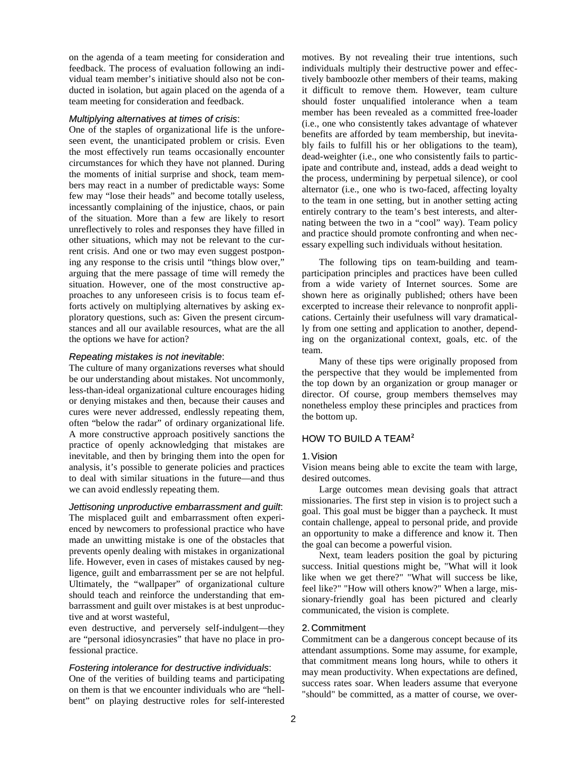on the agenda of a team meeting for consideration and feedback. The process of evaluation following an individual team member's initiative should also not be conducted in isolation, but again placed on the agenda of a team meeting for consideration and feedback.

*Multiplying alternatives at times of crisis*:
One of the staples of organizational life is the unforeseen event, the unanticipated problem or crisis. Even the most effectively run teams occasionally encounter circumstances for which they have not planned. During the moments of initial surprise and shock, team members may react in a number of predictable ways: Some few may "lose their heads" and become totally useless, incessantly complaining of the injustice, chaos, or pain of the situation. More than a few are likely to resort unreflectively to roles and responses they have filled in other situations, which may not be relevant to the current crisis. And one or two may even suggest postponing any response to the crisis until "things blow over," arguing that the mere passage of time will remedy the situation. However, one of the most constructive approaches to any unforeseen crisis is to focus team efforts actively on multiplying alternatives by asking exploratory questions, such as: Given the present circumstances and all our available resources, what are the all the options we have for action?

*Repeating mistakes is not inevitable*:
The culture of many organizations reverses what should be our understanding about mistakes. Not uncommonly, less-than-ideal organizational culture encourages hiding or denying mistakes and then, because their causes and cures were never addressed, endlessly repeating them, often "below the radar" of ordinary organizational life. A more constructive approach positively sanctions the practice of openly acknowledging that mistakes are inevitable, and then by bringing them into the open for analysis, it's possible to generate policies and practices to deal with similar situations in the future—and thus we can avoid endlessly repeating them.

*Jettisoning unproductive embarrassment and guilt*:
The misplaced guilt and embarrassment often experienced by newcomers to professional practice who have made an unwitting mistake is one of the obstacles that prevents openly dealing with mistakes in organizational life. However, even in cases of mistakes caused by negligence, guilt and embarrassment per se are not helpful. Ultimately, the "wallpaper" of organizational culture should teach and reinforce the understanding that embarrassment and guilt over mistakes is at best unproductive and at worst wasteful,
even destructive, and perversely self-indulgent—they are "personal idiosyncrasies" that have no place in professional practice.

*Fostering intolerance for destructive individuals*:
One of the verities of building teams and participating on them is that we encounter individuals who are "hell-bent" on playing destructive roles for self-interested motives. By not revealing their true intentions, such individuals multiply their destructive power and effectively bamboozle other members of their teams, making it difficult to remove them. However, team culture should foster unqualified intolerance when a team member has been revealed as a committed free-loader (i.e., one who consistently takes advantage of whatever benefits are afforded by team membership, but inevitably fails to fulfill his or her obligations to the team), dead-weighter (i.e., one who consistently fails to participate and contribute and, instead, adds a dead weight to the process, undermining by perpetual silence), or cool alternator (i.e., one who is two-faced, affecting loyalty to the team in one setting, but in another setting acting entirely contrary to the team's best interests, and alternating between the two in a "cool" way). Team policy and practice should promote confronting and when necessary expelling such individuals without hesitation.

The following tips on team-building and team-participation principles and practices have been culled from a wide variety of Internet sources. Some are shown here as originally published; others have been excerpted to increase their relevance to nonprofit applications. Certainly their usefulness will vary dramatically from one setting and application to another, depending on the organizational context, goals, etc. of the team.

Many of these tips were originally proposed from the perspective that they would be implemented from the top down by an organization or group manager or director. Of course, group members themselves may nonetheless employ these principles and practices from the bottom up.

## HOW TO BUILD A TEAM[2]

### 1. Vision

Vision means being able to excite the team with large, desired outcomes.

Large outcomes mean devising goals that attract missionaries. The first step in vision is to project such a goal. This goal must be bigger than a paycheck. It must contain challenge, appeal to personal pride, and provide an opportunity to make a difference and know it. Then the goal can become a powerful vision.

Next, team leaders position the goal by picturing success. Initial questions might be, "What will it look like when we get there?" "What will success be like, feel like?" "How will others know?" When a large, missionary-friendly goal has been pictured and clearly communicated, the vision is complete.

### 2. Commitment

Commitment can be a dangerous concept because of its attendant assumptions. Some may assume, for example, that commitment means long hours, while to others it may mean productivity. When expectations are defined, success rates soar. When leaders assume that everyone "should" be committed, as a matter of course, we over-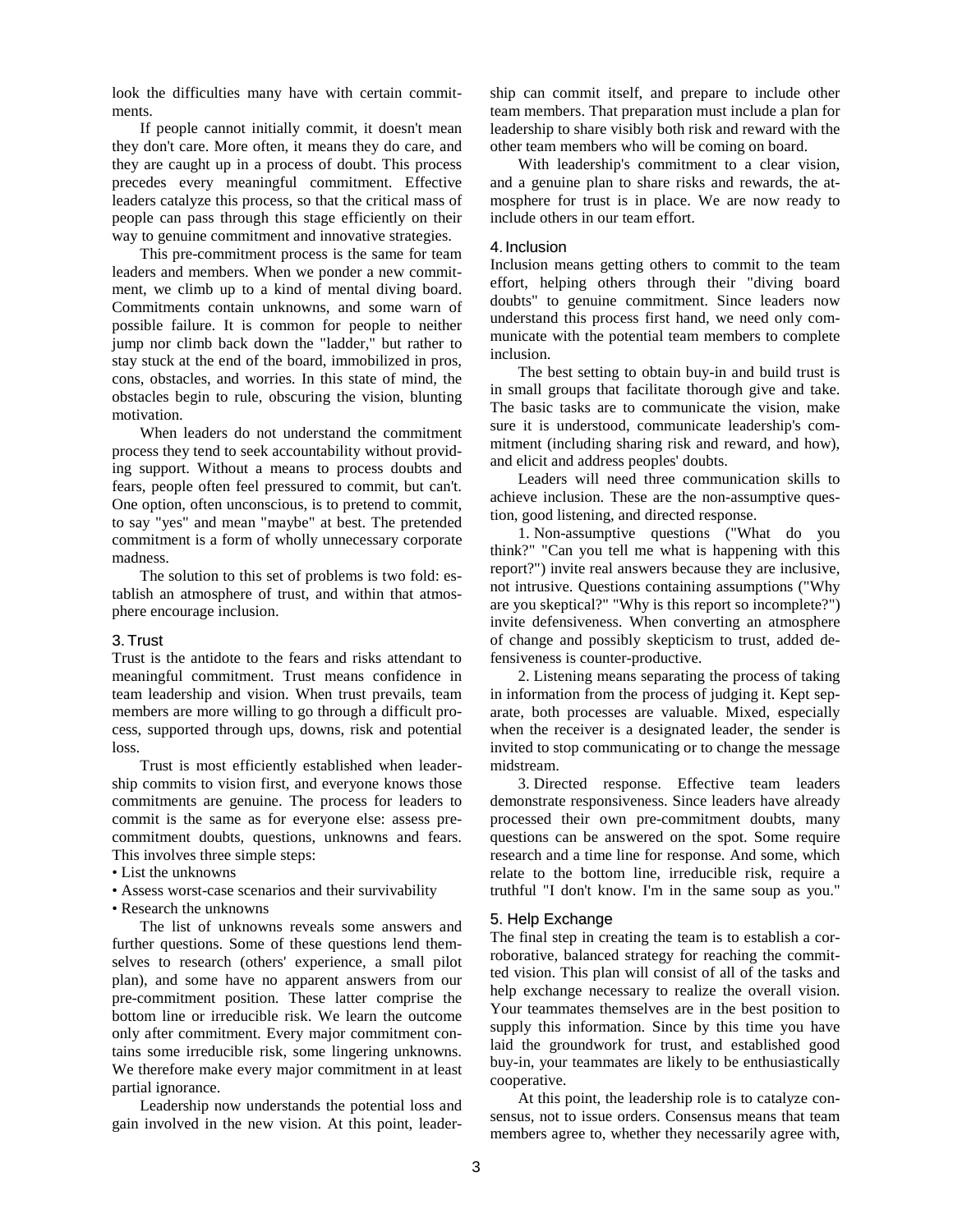look the difficulties many have with certain commitments.

If people cannot initially commit, it doesn't mean they don't care. More often, it means they do care, and they are caught up in a process of doubt. This process precedes every meaningful commitment. Effective leaders catalyze this process, so that the critical mass of people can pass through this stage efficiently on their way to genuine commitment and innovative strategies.

This pre-commitment process is the same for team leaders and members. When we ponder a new commitment, we climb up to a kind of mental diving board. Commitments contain unknowns, and some warn of possible failure. It is common for people to neither jump nor climb back down the "ladder," but rather to stay stuck at the end of the board, immobilized in pros, cons, obstacles, and worries. In this state of mind, the obstacles begin to rule, obscuring the vision, blunting motivation.

When leaders do not understand the commitment process they tend to seek accountability without providing support. Without a means to process doubts and fears, people often feel pressured to commit, but can't. One option, often unconscious, is to pretend to commit, to say "yes" and mean "maybe" at best. The pretended commitment is a form of wholly unnecessary corporate madness.

The solution to this set of problems is two fold: establish an atmosphere of trust, and within that atmosphere encourage inclusion.

### 3. Trust

Trust is the antidote to the fears and risks attendant to meaningful commitment. Trust means confidence in team leadership and vision. When trust prevails, team members are more willing to go through a difficult process, supported through ups, downs, risk and potential loss.

Trust is most efficiently established when leadership commits to vision first, and everyone knows those commitments are genuine. The process for leaders to commit is the same as for everyone else: assess pre-commitment doubts, questions, unknowns and fears. This involves three simple steps:

- List the unknowns
- Assess worst-case scenarios and their survivability
- Research the unknowns

The list of unknowns reveals some answers and further questions. Some of these questions lend themselves to research (others' experience, a small pilot plan), and some have no apparent answers from our pre-commitment position. These latter comprise the bottom line or irreducible risk. We learn the outcome only after commitment. Every major commitment contains some irreducible risk, some lingering unknowns. We therefore make every major commitment in at least partial ignorance.

Leadership now understands the potential loss and gain involved in the new vision. At this point, leadership can commit itself, and prepare to include other team members. That preparation must include a plan for leadership to share visibly both risk and reward with the other team members who will be coming on board.

With leadership's commitment to a clear vision, and a genuine plan to share risks and rewards, the atmosphere for trust is in place. We are now ready to include others in our team effort.

### 4. Inclusion

Inclusion means getting others to commit to the team effort, helping others through their "diving board doubts" to genuine commitment. Since leaders now understand this process first hand, we need only communicate with the potential team members to complete inclusion.

The best setting to obtain buy-in and build trust is in small groups that facilitate thorough give and take. The basic tasks are to communicate the vision, make sure it is understood, communicate leadership's commitment (including sharing risk and reward, and how), and elicit and address peoples' doubts.

Leaders will need three communication skills to achieve inclusion. These are the non-assumptive question, good listening, and directed response.

1. Non-assumptive questions ("What do you think?" "Can you tell me what is happening with this report?") invite real answers because they are inclusive, not intrusive. Questions containing assumptions ("Why are you skeptical?" "Why is this report so incomplete?") invite defensiveness. When converting an atmosphere of change and possibly skepticism to trust, added defensiveness is counter-productive.

2. Listening means separating the process of taking in information from the process of judging it. Kept separate, both processes are valuable. Mixed, especially when the receiver is a designated leader, the sender is invited to stop communicating or to change the message midstream.

3. Directed response. Effective team leaders demonstrate responsiveness. Since leaders have already processed their own pre-commitment doubts, many questions can be answered on the spot. Some require research and a time line for response. And some, which relate to the bottom line, irreducible risk, require a truthful "I don't know. I'm in the same soup as you."

### 5. Help Exchange

The final step in creating the team is to establish a corroborative, balanced strategy for reaching the committed vision. This plan will consist of all of the tasks and help exchange necessary to realize the overall vision. Your teammates themselves are in the best position to supply this information. Since by this time you have laid the groundwork for trust, and established good buy-in, your teammates are likely to be enthusiastically cooperative.

At this point, the leadership role is to catalyze consensus, not to issue orders. Consensus means that team members agree to, whether they necessarily agree with,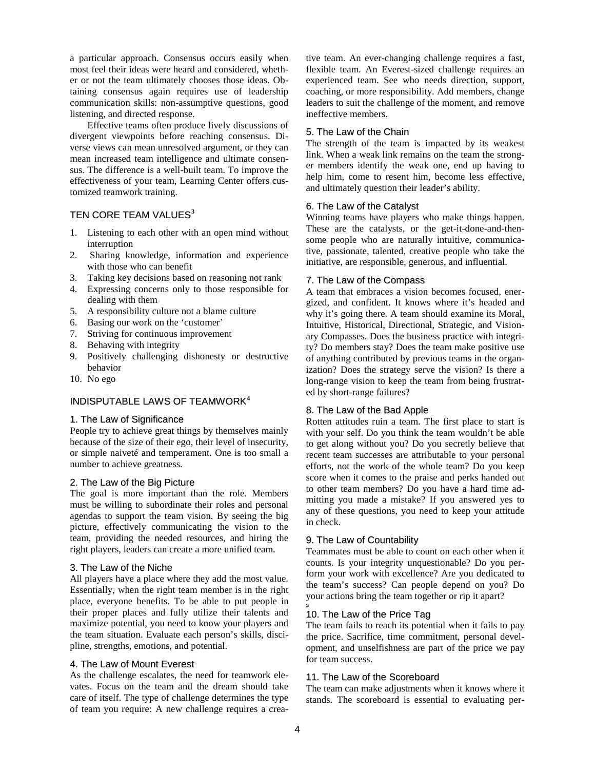a particular approach. Consensus occurs easily when most feel their ideas were heard and considered, whether or not the team ultimately chooses those ideas. Obtaining consensus again requires use of leadership communication skills: non-assumptive questions, good listening, and directed response.

Effective teams often produce lively discussions of divergent viewpoints before reaching consensus. Diverse views can mean unresolved argument, or they can mean increased team intelligence and ultimate consensus. The difference is a well-built team. To improve the effectiveness of your team, Learning Center offers customized teamwork training.

## TEN CORE TEAM VALUES[3]

1. Listening to each other with an open mind without interruption
2. Sharing knowledge, information and experience with those who can benefit
3. Taking key decisions based on reasoning not rank
4. Expressing concerns only to those responsible for dealing with them
5. A responsibility culture not a blame culture
6. Basing our work on the 'customer'
7. Striving for continuous improvement
8. Behaving with integrity
9. Positively challenging dishonesty or destructive behavior
10. No ego

## INDISPUTABLE LAWS OF TEAMWORK[4]

### 1. The Law of Significance

People try to achieve great things by themselves mainly because of the size of their ego, their level of insecurity, or simple naiveté and temperament. One is too small a number to achieve greatness.

### 2. The Law of the Big Picture

The goal is more important than the role. Members must be willing to subordinate their roles and personal agendas to support the team vision. By seeing the big picture, effectively communicating the vision to the team, providing the needed resources, and hiring the right players, leaders can create a more unified team.

### 3. The Law of the Niche

All players have a place where they add the most value. Essentially, when the right team member is in the right place, everyone benefits. To be able to put people in their proper places and fully utilize their talents and maximize potential, you need to know your players and the team situation. Evaluate each person's skills, discipline, strengths, emotions, and potential.

### 4. The Law of Mount Everest

As the challenge escalates, the need for teamwork elevates. Focus on the team and the dream should take care of itself. The type of challenge determines the type of team you require: A new challenge requires a creative team. An ever-changing challenge requires a fast, flexible team. An Everest-sized challenge requires an experienced team. See who needs direction, support, coaching, or more responsibility. Add members, change leaders to suit the challenge of the moment, and remove ineffective members.

### 5. The Law of the Chain

The strength of the team is impacted by its weakest link. When a weak link remains on the team the stronger members identify the weak one, end up having to help him, come to resent him, become less effective, and ultimately question their leader's ability.

### 6. The Law of the Catalyst

Winning teams have players who make things happen. These are the catalysts, or the get-it-done-and-then-some people who are naturally intuitive, communicative, passionate, talented, creative people who take the initiative, are responsible, generous, and influential.

### 7. The Law of the Compass

A team that embraces a vision becomes focused, energized, and confident. It knows where it's headed and why it's going there. A team should examine its Moral, Intuitive, Historical, Directional, Strategic, and Visionary Compasses. Does the business practice with integrity? Do members stay? Does the team make positive use of anything contributed by previous teams in the organization? Does the strategy serve the vision? Is there a long-range vision to keep the team from being frustrated by short-range failures?

### 8. The Law of the Bad Apple

Rotten attitudes ruin a team. The first place to start is with your self. Do you think the team wouldn't be able to get along without you? Do you secretly believe that recent team successes are attributable to your personal efforts, not the work of the whole team? Do you keep score when it comes to the praise and perks handed out to other team members? Do you have a hard time admitting you made a mistake? If you answered yes to any of these questions, you need to keep your attitude in check.

### 9. The Law of Countability

Teammates must be able to count on each other when it counts. Is your integrity unquestionable? Do you perform your work with excellence? Are you dedicated to the team's success? Can people depend on you? Do your actions bring the team together or rip it apart?

### 10. The Law of the Price Tag

The team fails to reach its potential when it fails to pay the price. Sacrifice, time commitment, personal development, and unselfishness are part of the price we pay for team success.

### 11. The Law of the Scoreboard

The team can make adjustments when it knows where it stands. The scoreboard is essential to evaluating per-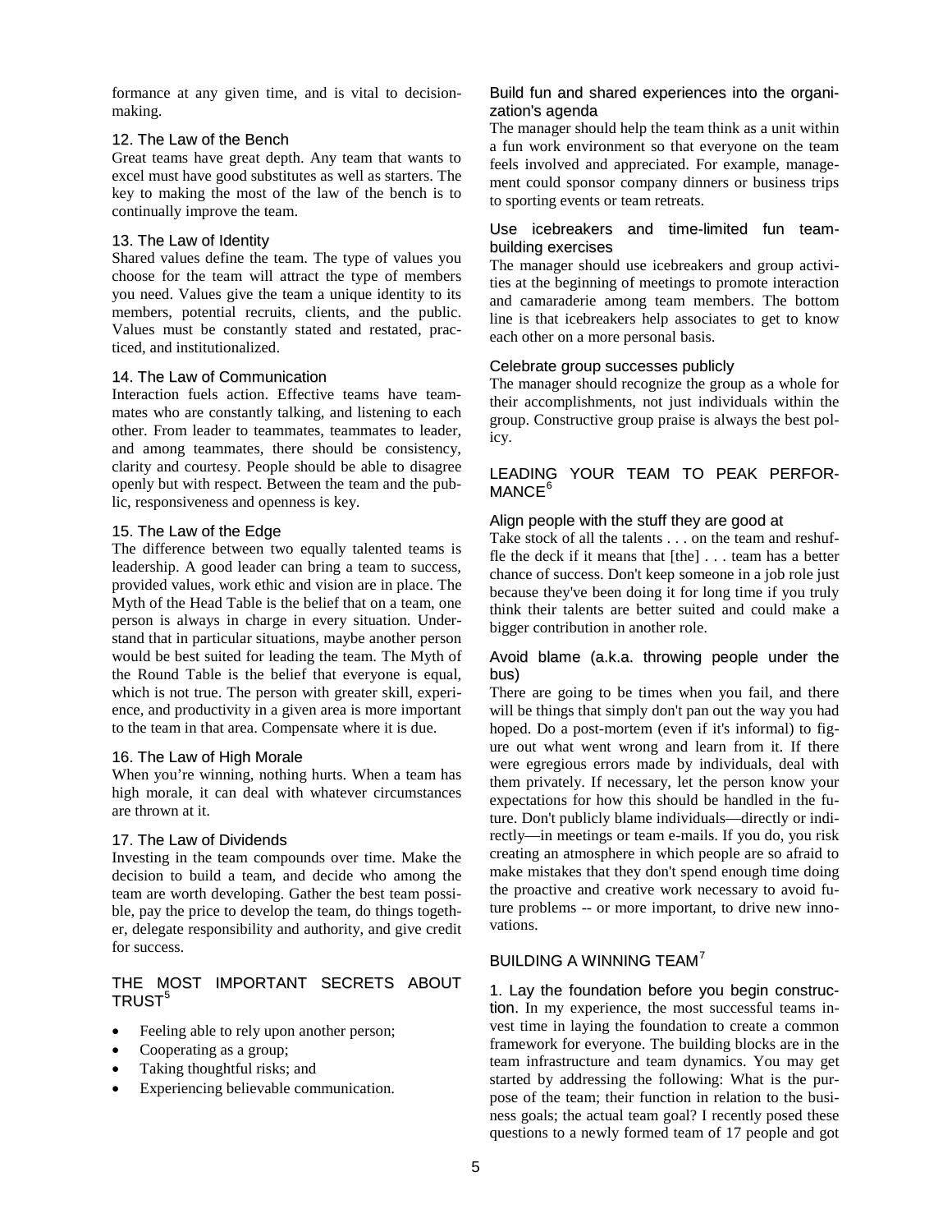formance at any given time, and is vital to decision-making.

### 12. The Law of the Bench

Great teams have great depth. Any team that wants to excel must have good substitutes as well as starters. The key to making the most of the law of the bench is to continually improve the team.

### 13. The Law of Identity

Shared values define the team. The type of values you choose for the team will attract the type of members you need. Values give the team a unique identity to its members, potential recruits, clients, and the public. Values must be constantly stated and restated, practiced, and institutionalized.

### 14. The Law of Communication

Interaction fuels action. Effective teams have teammates who are constantly talking, and listening to each other. From leader to teammates, teammates to leader, and among teammates, there should be consistency, clarity and courtesy. People should be able to disagree openly but with respect. Between the team and the public, responsiveness and openness is key.

### 15. The Law of the Edge

The difference between two equally talented teams is leadership. A good leader can bring a team to success, provided values, work ethic and vision are in place. The Myth of the Head Table is the belief that on a team, one person is always in charge in every situation. Understand that in particular situations, maybe another person would be best suited for leading the team. The Myth of the Round Table is the belief that everyone is equal, which is not true. The person with greater skill, experience, and productivity in a given area is more important to the team in that area. Compensate where it is due.

### 16. The Law of High Morale

When you're winning, nothing hurts. When a team has high morale, it can deal with whatever circumstances are thrown at it.

### 17. The Law of Dividends

Investing in the team compounds over time. Make the decision to build a team, and decide who among the team are worth developing. Gather the best team possible, pay the price to develop the team, do things together, delegate responsibility and authority, and give credit for success.

## THE MOST IMPORTANT SECRETS ABOUT TRUST[5]

- Feeling able to rely upon another person;
- Cooperating as a group;
- Taking thoughtful risks; and
- Experiencing believable communication.

### Build fun and shared experiences into the organization's agenda

The manager should help the team think as a unit within a fun work environment so that everyone on the team feels involved and appreciated. For example, management could sponsor company dinners or business trips to sporting events or team retreats.

### Use icebreakers and time-limited fun team-building exercises

The manager should use icebreakers and group activities at the beginning of meetings to promote interaction and camaraderie among team members. The bottom line is that icebreakers help associates to get to know each other on a more personal basis.

### Celebrate group successes publicly

The manager should recognize the group as a whole for their accomplishments, not just individuals within the group. Constructive group praise is always the best policy.

## LEADING YOUR TEAM TO PEAK PERFORMANCE[6]

### Align people with the stuff they are good at

Take stock of all the talents . . . on the team and reshuffle the deck if it means that [the] . . . team has a better chance of success. Don't keep someone in a job role just because they've been doing it for long time if you truly think their talents are better suited and could make a bigger contribution in another role.

### Avoid blame (a.k.a. throwing people under the bus)

There are going to be times when you fail, and there will be things that simply don't pan out the way you had hoped. Do a post-mortem (even if it's informal) to figure out what went wrong and learn from it. If there were egregious errors made by individuals, deal with them privately. If necessary, let the person know your expectations for how this should be handled in the future. Don't publicly blame individuals—directly or indirectly—in meetings or team e-mails. If you do, you risk creating an atmosphere in which people are so afraid to make mistakes that they don't spend enough time doing the proactive and creative work necessary to avoid future problems -- or more important, to drive new innovations.

## BUILDING A WINNING TEAM[7]

1. Lay the foundation before you begin construction. In my experience, the most successful teams invest time in laying the foundation to create a common framework for everyone. The building blocks are in the team infrastructure and team dynamics. You may get started by addressing the following: What is the purpose of the team; their function in relation to the business goals; the actual team goal? I recently posed these questions to a newly formed team of 17 people and got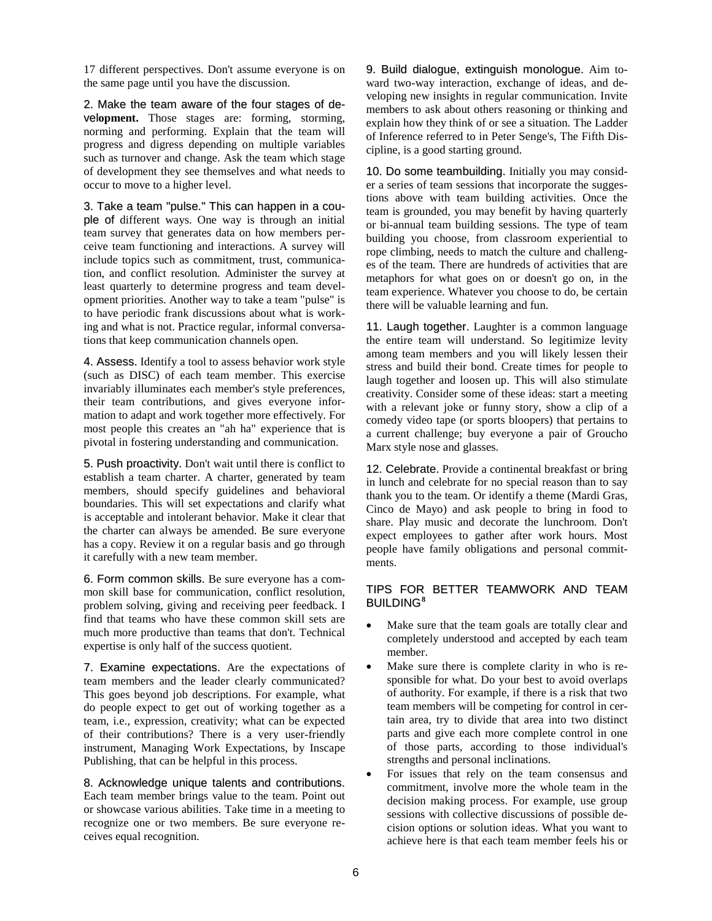17 different perspectives. Don't assume everyone is on the same page until you have the discussion.

2. Make the team aware of the four stages of development. Those stages are: forming, storming, norming and performing. Explain that the team will progress and digress depending on multiple variables such as turnover and change. Ask the team which stage of development they see themselves and what needs to occur to move to a higher level.

3. Take a team "pulse." This can happen in a couple of different ways. One way is through an initial team survey that generates data on how members perceive team functioning and interactions. A survey will include topics such as commitment, trust, communication, and conflict resolution. Administer the survey at least quarterly to determine progress and team development priorities. Another way to take a team "pulse" is to have periodic frank discussions about what is working and what is not. Practice regular, informal conversations that keep communication channels open.

4. Assess. Identify a tool to assess behavior work style (such as DISC) of each team member. This exercise invariably illuminates each member's style preferences, their team contributions, and gives everyone information to adapt and work together more effectively. For most people this creates an "ah ha" experience that is pivotal in fostering understanding and communication.

5. Push proactivity. Don't wait until there is conflict to establish a team charter. A charter, generated by team members, should specify guidelines and behavioral boundaries. This will set expectations and clarify what is acceptable and intolerant behavior. Make it clear that the charter can always be amended. Be sure everyone has a copy. Review it on a regular basis and go through it carefully with a new team member.

6. Form common skills. Be sure everyone has a common skill base for communication, conflict resolution, problem solving, giving and receiving peer feedback. I find that teams who have these common skill sets are much more productive than teams that don't. Technical expertise is only half of the success quotient.

7. Examine expectations. Are the expectations of team members and the leader clearly communicated? This goes beyond job descriptions. For example, what do people expect to get out of working together as a team, i.e., expression, creativity; what can be expected of their contributions? There is a very user-friendly instrument, Managing Work Expectations, by Inscape Publishing, that can be helpful in this process.

8. Acknowledge unique talents and contributions. Each team member brings value to the team. Point out or showcase various abilities. Take time in a meeting to recognize one or two members. Be sure everyone receives equal recognition.

9. Build dialogue, extinguish monologue. Aim toward two-way interaction, exchange of ideas, and developing new insights in regular communication. Invite members to ask about others reasoning or thinking and explain how they think of or see a situation. The Ladder of Inference referred to in Peter Senge's, The Fifth Discipline, is a good starting ground.

10. Do some teambuilding. Initially you may consider a series of team sessions that incorporate the suggestions above with team building activities. Once the team is grounded, you may benefit by having quarterly or bi-annual team building sessions. The type of team building you choose, from classroom experiential to rope climbing, needs to match the culture and challenges of the team. There are hundreds of activities that are metaphors for what goes on or doesn't go on, in the team experience. Whatever you choose to do, be certain there will be valuable learning and fun.

11. Laugh together. Laughter is a common language the entire team will understand. So legitimize levity among team members and you will likely lessen their stress and build their bond. Create times for people to laugh together and loosen up. This will also stimulate creativity. Consider some of these ideas: start a meeting with a relevant joke or funny story, show a clip of a comedy video tape (or sports bloopers) that pertains to a current challenge; buy everyone a pair of Groucho Marx style nose and glasses.

12. Celebrate. Provide a continental breakfast or bring in lunch and celebrate for no special reason than to say thank you to the team. Or identify a theme (Mardi Gras, Cinco de Mayo) and ask people to bring in food to share. Play music and decorate the lunchroom. Don't expect employees to gather after work hours. Most people have family obligations and personal commitments.

## TIPS FOR BETTER TEAMWORK AND TEAM BUILDING[8]

- Make sure that the team goals are totally clear and completely understood and accepted by each team member.
- Make sure there is complete clarity in who is responsible for what. Do your best to avoid overlaps of authority. For example, if there is a risk that two team members will be competing for control in certain area, try to divide that area into two distinct parts and give each more complete control in one of those parts, according to those individual's strengths and personal inclinations.
- For issues that rely on the team consensus and commitment, involve more the whole team in the decision making process. For example, use group sessions with collective discussions of possible decision options or solution ideas. What you want to achieve here is that each team member feels his or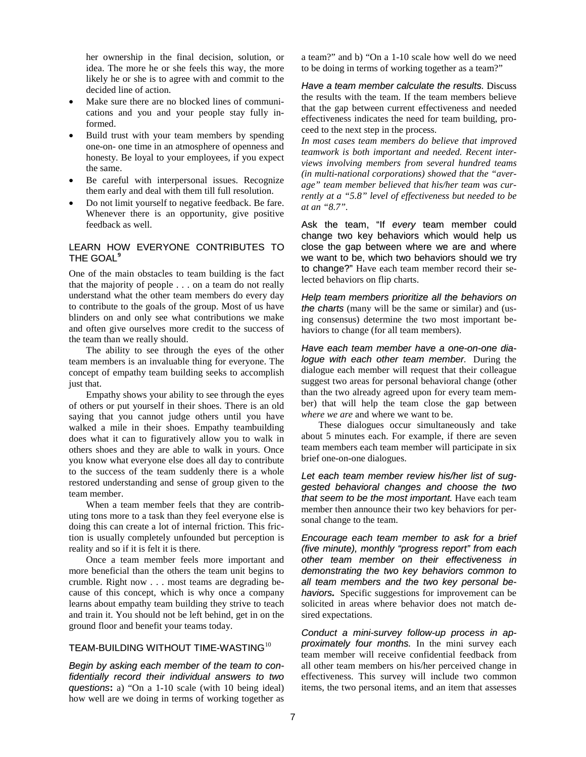her ownership in the final decision, solution, or idea. The more he or she feels this way, the more likely he or she is to agree with and commit to the decided line of action.

- Make sure there are no blocked lines of communications and you and your people stay fully informed.
- Build trust with your team members by spending one-on- one time in an atmosphere of openness and honesty. Be loyal to your employees, if you expect the same.
- Be careful with interpersonal issues. Recognize them early and deal with them till full resolution.
- Do not limit yourself to negative feedback. Be fare. Whenever there is an opportunity, give positive feedback as well.

## LEARN HOW EVERYONE CONTRIBUTES TO THE GOAL[9]

One of the main obstacles to team building is the fact that the majority of people . . . on a team do not really understand what the other team members do every day to contribute to the goals of the group. Most of us have blinders on and only see what contributions we make and often give ourselves more credit to the success of the team than we really should.

The ability to see through the eyes of the other team members is an invaluable thing for everyone. The concept of empathy team building seeks to accomplish just that.

Empathy shows your ability to see through the eyes of others or put yourself in their shoes. There is an old saying that you cannot judge others until you have walked a mile in their shoes. Empathy teambuilding does what it can to figuratively allow you to walk in others shoes and they are able to walk in yours. Once you know what everyone else does all day to contribute to the success of the team suddenly there is a whole restored understanding and sense of group given to the team member.

When a team member feels that they are contributing tons more to a task than they feel everyone else is doing this can create a lot of internal friction. This friction is usually completely unfounded but perception is reality and so if it is felt it is there.

Once a team member feels more important and more beneficial than the others the team unit begins to crumble. Right now . . . most teams are degrading because of this concept, which is why once a company learns about empathy team building they strive to teach and train it. You should not be left behind, get in on the ground floor and benefit your teams today.

## TEAM-BUILDING WITHOUT TIME-WASTING[10]

*Begin by asking each member of the team to confidentially record their individual answers to two questions***:** a) "On a 1-10 scale (with 10 being ideal) how well are we doing in terms of working together as a team?" and b) "On a 1-10 scale how well do we need to be doing in terms of working together as a team?"

*Have a team member calculate the results.* Discuss the results with the team. If the team members believe that the gap between current effectiveness and needed effectiveness indicates the need for team building, proceed to the next step in the process.

*In most cases team members do believe that improved teamwork is both important and needed. Recent interviews involving members from several hundred teams (in multi-national corporations) showed that the "average" team member believed that his/her team was currently at a "5.8" level of effectiveness but needed to be at an "8.7".*

Ask the team, "If *every* team member could change two key behaviors which would help us close the gap between where we are and where we want to be, which two behaviors should we try to change?" Have each team member record their selected behaviors on flip charts.

*Help team members prioritize all the behaviors on the charts* (many will be the same or similar) and (using consensus) determine the two most important behaviors to change (for all team members).

*Have each team member have a one-on-one dialogue with each other team member.* During the dialogue each member will request that their colleague suggest two areas for personal behavioral change (other than the two already agreed upon for every team member) that will help the team close the gap between *where we are* and where we want to be.

These dialogues occur simultaneously and take about 5 minutes each. For example, if there are seven team members each team member will participate in six brief one-on-one dialogues.

*Let each team member review his/her list of suggested behavioral changes and choose the two that seem to be the most important.* Have each team member then announce their two key behaviors for personal change to the team.

*Encourage each team member to ask for a brief (five minute), monthly "progress report" from each other team member on their effectiveness in demonstrating the two key behaviors common to all team members and the two key personal behaviors.* Specific suggestions for improvement can be solicited in areas where behavior does not match desired expectations.

*Conduct a mini-survey follow-up process in approximately four months.* In the mini survey each team member will receive confidential feedback from all other team members on his/her perceived change in effectiveness. This survey will include two common items, the two personal items, and an item that assesses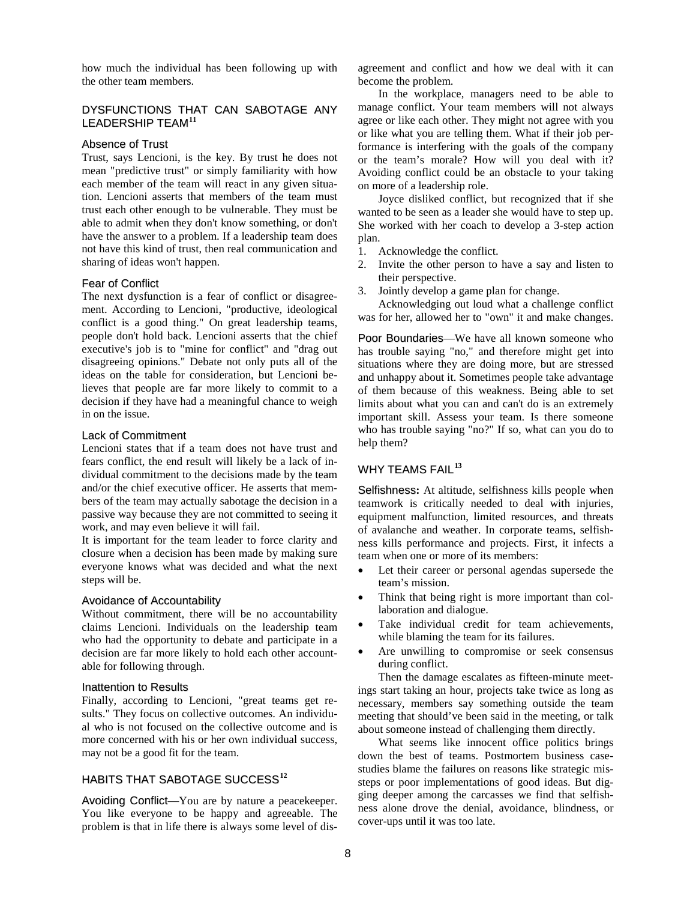how much the individual has been following up with the other team members.

## DYSFUNCTIONS THAT CAN SABOTAGE ANY LEADERSHIP TEAM[11]

### Absence of Trust

Trust, says Lencioni, is the key. By trust he does not mean "predictive trust" or simply familiarity with how each member of the team will react in any given situation. Lencioni asserts that members of the team must trust each other enough to be vulnerable. They must be able to admit when they don't know something, or don't have the answer to a problem. If a leadership team does not have this kind of trust, then real communication and sharing of ideas won't happen.

### Fear of Conflict

The next dysfunction is a fear of conflict or disagreement. According to Lencioni, "productive, ideological conflict is a good thing." On great leadership teams, people don't hold back. Lencioni asserts that the chief executive's job is to "mine for conflict" and "drag out disagreeing opinions." Debate not only puts all of the ideas on the table for consideration, but Lencioni believes that people are far more likely to commit to a decision if they have had a meaningful chance to weigh in on the issue.

### Lack of Commitment

Lencioni states that if a team does not have trust and fears conflict, the end result will likely be a lack of individual commitment to the decisions made by the team and/or the chief executive officer. He asserts that members of the team may actually sabotage the decision in a passive way because they are not committed to seeing it work, and may even believe it will fail.

It is important for the team leader to force clarity and closure when a decision has been made by making sure everyone knows what was decided and what the next steps will be.

### Avoidance of Accountability

Without commitment, there will be no accountability claims Lencioni. Individuals on the leadership team who had the opportunity to debate and participate in a decision are far more likely to hold each other accountable for following through.

### Inattention to Results

Finally, according to Lencioni, "great teams get results." They focus on collective outcomes. An individual who is not focused on the collective outcome and is more concerned with his or her own individual success, may not be a good fit for the team.

## HABITS THAT SABOTAGE SUCCESS[12]

Avoiding Conflict—You are by nature a peacekeeper. You like everyone to be happy and agreeable. The problem is that in life there is always some level of disagreement and conflict and how we deal with it can become the problem.

In the workplace, managers need to be able to manage conflict. Your team members will not always agree or like each other. They might not agree with you or like what you are telling them. What if their job performance is interfering with the goals of the company or the team's morale? How will you deal with it? Avoiding conflict could be an obstacle to your taking on more of a leadership role.

Joyce disliked conflict, but recognized that if she wanted to be seen as a leader she would have to step up. She worked with her coach to develop a 3-step action plan.

1. Acknowledge the conflict.
2. Invite the other person to have a say and listen to their perspective.
3. Jointly develop a game plan for change.

Acknowledging out loud what a challenge conflict was for her, allowed her to "own" it and make changes.

Poor Boundaries—We have all known someone who has trouble saying "no," and therefore might get into situations where they are doing more, but are stressed and unhappy about it. Sometimes people take advantage of them because of this weakness. Being able to set limits about what you can and can't do is an extremely important skill. Assess your team. Is there someone who has trouble saying "no?" If so, what can you do to help them?

## WHY TEAMS FAIL[13]

**Selfishness:** At altitude, selfishness kills people when teamwork is critically needed to deal with injuries, equipment malfunction, limited resources, and threats of avalanche and weather. In corporate teams, selfishness kills performance and projects. First, it infects a team when one or more of its members:

- Let their career or personal agendas supersede the team's mission.
- Think that being right is more important than collaboration and dialogue.
- Take individual credit for team achievements, while blaming the team for its failures.
- Are unwilling to compromise or seek consensus during conflict.

Then the damage escalates as fifteen-minute meetings start taking an hour, projects take twice as long as necessary, members say something outside the team meeting that should've been said in the meeting, or talk about someone instead of challenging them directly.

What seems like innocent office politics brings down the best of teams. Postmortem business case-studies blame the failures on reasons like strategic missteps or poor implementations of good ideas. But digging deeper among the carcasses we find that selfishness alone drove the denial, avoidance, blindness, or cover-ups until it was too late.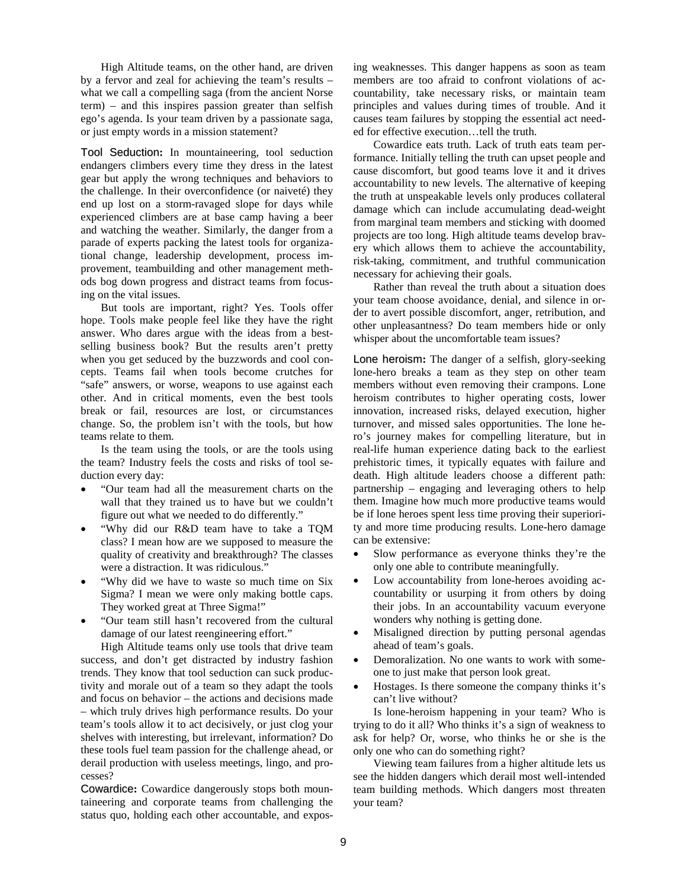High Altitude teams, on the other hand, are driven by a fervor and zeal for achieving the team's results – what we call a compelling saga (from the ancient Norse term) – and this inspires passion greater than selfish ego's agenda. Is your team driven by a passionate saga, or just empty words in a mission statement?

**Tool Seduction:** In mountaineering, tool seduction endangers climbers every time they dress in the latest gear but apply the wrong techniques and behaviors to the challenge. In their overconfidence (or naiveté) they end up lost on a storm-ravaged slope for days while experienced climbers are at base camp having a beer and watching the weather. Similarly, the danger from a parade of experts packing the latest tools for organizational change, leadership development, process improvement, teambuilding and other management methods bog down progress and distract teams from focusing on the vital issues.

But tools are important, right? Yes. Tools offer hope. Tools make people feel like they have the right answer. Who dares argue with the ideas from a best-selling business book? But the results aren't pretty when you get seduced by the buzzwords and cool concepts. Teams fail when tools become crutches for "safe" answers, or worse, weapons to use against each other. And in critical moments, even the best tools break or fail, resources are lost, or circumstances change. So, the problem isn't with the tools, but how teams relate to them.

Is the team using the tools, or are the tools using the team? Industry feels the costs and risks of tool seduction every day:

- "Our team had all the measurement charts on the wall that they trained us to have but we couldn't figure out what we needed to do differently."
- "Why did our R&D team have to take a TQM class? I mean how are we supposed to measure the quality of creativity and breakthrough? The classes were a distraction. It was ridiculous."
- "Why did we have to waste so much time on Six Sigma? I mean we were only making bottle caps. They worked great at Three Sigma!"
- "Our team still hasn't recovered from the cultural damage of our latest reengineering effort."

High Altitude teams only use tools that drive team success, and don't get distracted by industry fashion trends. They know that tool seduction can suck productivity and morale out of a team so they adapt the tools and focus on behavior – the actions and decisions made – which truly drives high performance results. Do your team's tools allow it to act decisively, or just clog your shelves with interesting, but irrelevant, information? Do these tools fuel team passion for the challenge ahead, or derail production with useless meetings, lingo, and processes?

**Cowardice:** Cowardice dangerously stops both mountaineering and corporate teams from challenging the status quo, holding each other accountable, and exposing weaknesses. This danger happens as soon as team members are too afraid to confront violations of accountability, take necessary risks, or maintain team principles and values during times of trouble. And it causes team failures by stopping the essential act needed for effective execution…tell the truth.

Cowardice eats truth. Lack of truth eats team performance. Initially telling the truth can upset people and cause discomfort, but good teams love it and it drives accountability to new levels. The alternative of keeping the truth at unspeakable levels only produces collateral damage which can include accumulating dead-weight from marginal team members and sticking with doomed projects are too long. High altitude teams develop bravery which allows them to achieve the accountability, risk-taking, commitment, and truthful communication necessary for achieving their goals.

Rather than reveal the truth about a situation does your team choose avoidance, denial, and silence in order to avert possible discomfort, anger, retribution, and other unpleasantness? Do team members hide or only whisper about the uncomfortable team issues?

**Lone heroism:** The danger of a selfish, glory-seeking lone-hero breaks a team as they step on other team members without even removing their crampons. Lone heroism contributes to higher operating costs, lower innovation, increased risks, delayed execution, higher turnover, and missed sales opportunities. The lone hero's journey makes for compelling literature, but in real-life human experience dating back to the earliest prehistoric times, it typically equates with failure and death. High altitude leaders choose a different path: partnership – engaging and leveraging others to help them. Imagine how much more productive teams would be if lone heroes spent less time proving their superiority and more time producing results. Lone-hero damage can be extensive:

- Slow performance as everyone thinks they're the only one able to contribute meaningfully.
- Low accountability from lone-heroes avoiding accountability or usurping it from others by doing their jobs. In an accountability vacuum everyone wonders why nothing is getting done.
- Misaligned direction by putting personal agendas ahead of team's goals.
- Demoralization. No one wants to work with someone to just make that person look great.
- Hostages. Is there someone the company thinks it's can't live without?

Is lone-heroism happening in your team? Who is trying to do it all? Who thinks it's a sign of weakness to ask for help? Or, worse, who thinks he or she is the only one who can do something right?

Viewing team failures from a higher altitude lets us see the hidden dangers which derail most well-intended team building methods. Which dangers most threaten your team?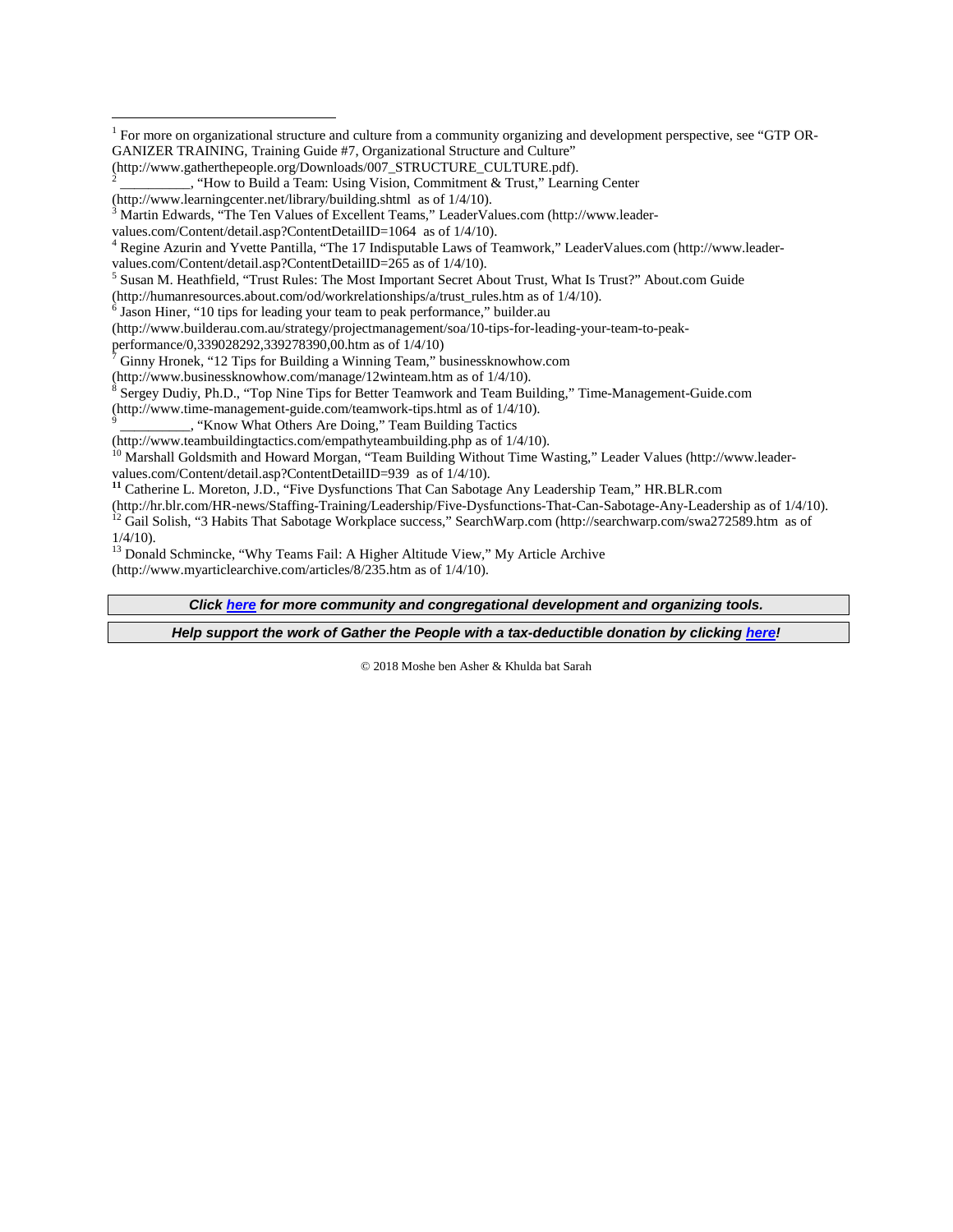[1] For more on organizational structure and culture from a community organizing and development perspective, see "GTP ORGANIZER TRAINING, Training Guide #7, Organizational Structure and Culture" (http://www.gatherthepeople.org/Downloads/007_STRUCTURE_CULTURE.pdf).

[2] __________, "How to Build a Team: Using Vision, Commitment & Trust," Learning Center (http://www.learningcenter.net/library/building.shtml as of 1/4/10).

[3] Martin Edwards, "The Ten Values of Excellent Teams," LeaderValues.com (http://www.leader-values.com/Content/detail.asp?ContentDetailID=1064 as of 1/4/10).

[4] Regine Azurin and Yvette Pantilla, "The 17 Indisputable Laws of Teamwork," LeaderValues.com (http://www.leader-values.com/Content/detail.asp?ContentDetailID=265 as of 1/4/10).

[5] Susan M. Heathfield, "Trust Rules: The Most Important Secret About Trust, What Is Trust?" About.com Guide (http://humanresources.about.com/od/workrelationships/a/trust_rules.htm as of 1/4/10).

[6] Jason Hiner, "10 tips for leading your team to peak performance," builder.au (http://www.builderau.com.au/strategy/projectmanagement/soa/10-tips-for-leading-your-team-to-peak-performance/0,339028292,339278390,00.htm as of 1/4/10)

[7] Ginny Hronek, "12 Tips for Building a Winning Team," businessknowhow.com (http://www.businessknowhow.com/manage/12winteam.htm as of 1/4/10).

[8] Sergey Dudiy, Ph.D., "Top Nine Tips for Better Teamwork and Team Building," Time-Management-Guide.com (http://www.time-management-guide.com/teamwork-tips.html as of 1/4/10).

[9] __________, "Know What Others Are Doing," Team Building Tactics (http://www.teambuildingtactics.com/empathyteambuilding.php as of 1/4/10).

[10] Marshall Goldsmith and Howard Morgan, "Team Building Without Time Wasting," Leader Values (http://www.leader-values.com/Content/detail.asp?ContentDetailID=939 as of 1/4/10).

[11] Catherine L. Moreton, J.D., "Five Dysfunctions That Can Sabotage Any Leadership Team," HR.BLR.com (http://hr.blr.com/HR-news/Staffing-Training/Leadership/Five-Dysfunctions-That-Can-Sabotage-Any-Leadership as of 1/4/10).

[12] Gail Solish, "3 Habits That Sabotage Workplace success," SearchWarp.com (http://searchwarp.com/swa272589.htm as of 1/4/10).

[13] Donald Schmincke, "Why Teams Fail: A Higher Altitude View," My Article Archive (http://www.myarticlearchive.com/articles/8/235.htm as of 1/4/10).

***Click here for more community and congregational development and organizing tools.***

***Help support the work of Gather the People with a tax-deductible donation by clicking here!***

© 2018 Moshe ben Asher & Khulda bat Sarah